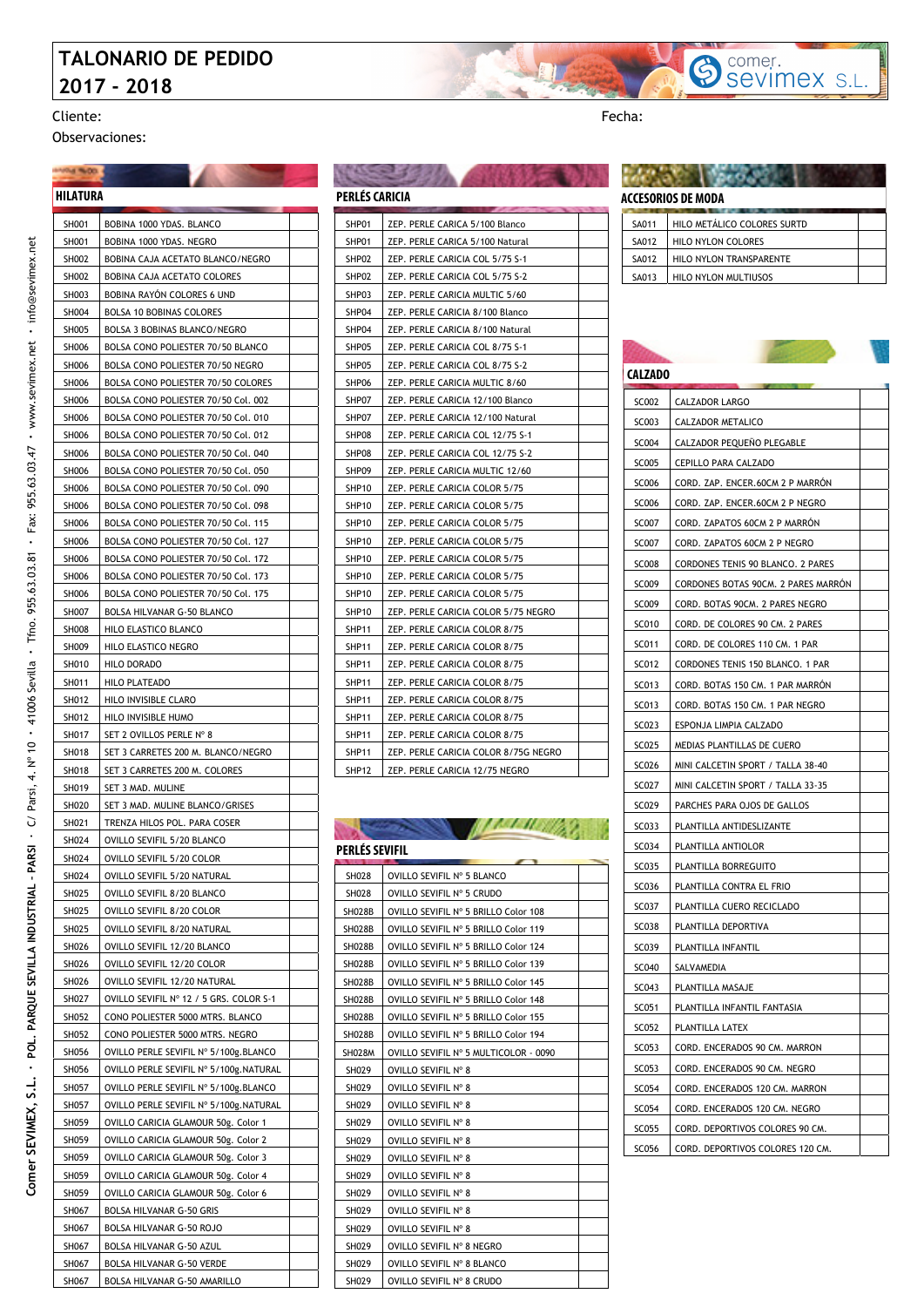# TALONARIO DE PEDIDO 2017 - 2018

comer. sevimex S.L.

Cliente:

Fecha:

Observaciones:

## HILATURA

| | | |
|---|---|---|
| SH001 | BOBINA 1000 YDAS. BLANCO | |
| SH001 | BOBINA 1000 YDAS. NEGRO | |
| SH002 | BOBINA CAJA ACETATO BLANCO/NEGRO | |
| SH002 | BOBINA CAJA ACETATO COLORES | |
| SH003 | BOBINA RAYÓN COLORES 6 UND | |
| SH004 | BOLSA 10 BOBINAS COLORES | |
| SH005 | BOLSA 3 BOBINAS BLANCO/NEGRO | |
| SH006 | BOLSA CONO POLIESTER 70/50 BLANCO | |
| SH006 | BOLSA CONO POLIESTER 70/50 NEGRO | |
| SH006 | BOLSA CONO POLIESTER 70/50 COLORES | |
| SH006 | BOLSA CONO POLIESTER 70/50 Col. 002 | |
| SH006 | BOLSA CONO POLIESTER 70/50 Col. 010 | |
| SH006 | BOLSA CONO POLIESTER 70/50 Col. 012 | |
| SH006 | BOLSA CONO POLIESTER 70/50 Col. 040 | |
| SH006 | BOLSA CONO POLIESTER 70/50 Col. 050 | |
| SH006 | BOLSA CONO POLIESTER 70/50 Col. 090 | |
| SH006 | BOLSA CONO POLIESTER 70/50 Col. 098 | |
| SH006 | BOLSA CONO POLIESTER 70/50 Col. 115 | |
| SH006 | BOLSA CONO POLIESTER 70/50 Col. 127 | |
| SH006 | BOLSA CONO POLIESTER 70/50 Col. 172 | |
| SH006 | BOLSA CONO POLIESTER 70/50 Col. 173 | |
| SH006 | BOLSA CONO POLIESTER 70/50 Col. 175 | |
| SH007 | BOLSA HILVANAR G-50 BLANCO | |
| SH008 | HILO ELASTICO BLANCO | |
| SH009 | HILO ELASTICO NEGRO | |
| SH010 | HILO DORADO | |
| SH011 | HILO PLATEADO | |
| SH012 | HILO INVISIBLE CLARO | |
| SH012 | HILO INVISIBLE HUMO | |
| SH017 | SET 2 OVILLOS PERLE Nº 8 | |
| SH018 | SET 3 CARRETES 200 M. BLANCO/NEGRO | |
| SH018 | SET 3 CARRETES 200 M. COLORES | |
| SH019 | SET 3 MAD. MULINE | |
| SH020 | SET 3 MAD. MULINE BLANCO/GRISES | |
| SH021 | TRENZA HILOS POL. PARA COSER | |
| SH024 | OVILLO SEVIFIL 5/20 BLANCO | |
| SH024 | OVILLO SEVIFIL 5/20 COLOR | |
| SH024 | OVILLO SEVIFIL 5/20 NATURAL | |
| SH025 | OVILLO SEVIFIL 8/20 BLANCO | |
| SH025 | OVILLO SEVIFIL 8/20 COLOR | |
| SH025 | OVILLO SEVIFIL 8/20 NATURAL | |
| SH026 | OVILLO SEVIFIL 12/20 BLANCO | |
| SH026 | OVILLO SEVIFIL 12/20 COLOR | |
| SH026 | OVILLO SEVIFIL 12/20 NATURAL | |
| SH027 | OVILLO SEVIFIL Nº 12 / 5 GRS. COLOR S-1 | |
| SH052 | CONO POLIESTER 5000 MTRS. BLANCO | |
| SH052 | CONO POLIESTER 5000 MTRS. NEGRO | |
| SH056 | OVILLO PERLE SEVIFIL Nº 5/100g.BLANCO | |
| SH056 | OVILLO PERLE SEVIFIL Nº 5/100g.NATURAL | |
| SH057 | OVILLO PERLE SEVIFIL Nº 5/100g.BLANCO | |
| SH057 | OVILLO PERLE SEVIFIL Nº 5/100g.NATURAL | |
| SH059 | OVILLO CARICIA GLAMOUR 50g. Color 1 | |
| SH059 | OVILLO CARICIA GLAMOUR 50g. Color 2 | |
| SH059 | OVILLO CARICIA GLAMOUR 50g. Color 3 | |
| SH059 | OVILLO CARICIA GLAMOUR 50g. Color 4 | |
| SH059 | OVILLO CARICIA GLAMOUR 50g. Color 6 | |
| SH067 | BOLSA HILVANAR G-50 GRIS | |
| SH067 | BOLSA HILVANAR G-50 ROJO | |
| SH067 | BOLSA HILVANAR G-50 AZUL | |
| SH067 | BOLSA HILVANAR G-50 VERDE | |
| SH067 | BOLSA HILVANAR G-50 AMARILLO | |

## PERLÉS CARICIA

| | | |
|---|---|---|
| SHP01 | ZEP. PERLE CARICA 5/100 Blanco | |
| SHP01 | ZEP. PERLE CARICA 5/100 Natural | |
| SHP02 | ZEP. PERLE CARICIA COL 5/75 S-1 | |
| SHP02 | ZEP. PERLE CARICIA COL 5/75 S-2 | |
| SHP03 | ZEP. PERLE CARICIA MULTIC 5/60 | |
| SHP04 | ZEP. PERLE CARICIA 8/100 Blanco | |
| SHP04 | ZEP. PERLE CARICIA 8/100 Natural | |
| SHP05 | ZEP. PERLE CARICIA COL 8/75 S-1 | |
| SHP05 | ZEP. PERLE CARICIA COL 8/75 S-2 | |
| SHP06 | ZEP. PERLE CARICIA MULTIC 8/60 | |
| SHP07 | ZEP. PERLE CARICIA 12/100 Blanco | |
| SHP07 | ZEP. PERLE CARICIA 12/100 Natural | |
| SHP08 | ZEP. PERLE CARICIA COL 12/75 S-1 | |
| SHP08 | ZEP. PERLE CARICIA COL 12/75 S-2 | |
| SHP09 | ZEP. PERLE CARICIA MULTIC 12/60 | |
| SHP10 | ZEP. PERLE CARICIA COLOR 5/75 | |
| SHP10 | ZEP. PERLE CARICIA COLOR 5/75 | |
| SHP10 | ZEP. PERLE CARICIA COLOR 5/75 | |
| SHP10 | ZEP. PERLE CARICIA COLOR 5/75 | |
| SHP10 | ZEP. PERLE CARICIA COLOR 5/75 | |
| SHP10 | ZEP. PERLE CARICIA COLOR 5/75 | |
| SHP10 | ZEP. PERLE CARICIA COLOR 5/75 | |
| SHP10 | ZEP. PERLE CARICIA COLOR 5/75 NEGRO | |
| SHP11 | ZEP. PERLE CARICIA COLOR 8/75 | |
| SHP11 | ZEP. PERLE CARICIA COLOR 8/75 | |
| SHP11 | ZEP. PERLE CARICIA COLOR 8/75 | |
| SHP11 | ZEP. PERLE CARICIA COLOR 8/75 | |
| SHP11 | ZEP. PERLE CARICIA COLOR 8/75 | |
| SHP11 | ZEP. PERLE CARICIA COLOR 8/75 | |
| SHP11 | ZEP. PERLE CARICIA COLOR 8/75 | |
| SHP11 | ZEP. PERLE CARICIA COLOR 8/75G NEGRO | |
| SHP12 | ZEP. PERLE CARICIA 12/75 NEGRO | |

## PERLÉS SEVIFIL

| | | |
|---|---|---|
| SH028 | OVILLO SEVIFIL Nº 5 BLANCO | |
| SH028 | OVILLO SEVIFIL Nº 5 CRUDO | |
| SH028B | OVILLO SEVIFIL Nº 5 BRILLO Color 108 | |
| SH028B | OVILLO SEVIFIL Nº 5 BRILLO Color 119 | |
| SH028B | OVILLO SEVIFIL Nº 5 BRILLO Color 124 | |
| SH028B | OVILLO SEVIFIL Nº 5 BRILLO Color 139 | |
| SH028B | OVILLO SEVIFIL Nº 5 BRILLO Color 145 | |
| SH028B | OVILLO SEVIFIL Nº 5 BRILLO Color 148 | |
| SH028B | OVILLO SEVIFIL Nº 5 BRILLO Color 155 | |
| SH028B | OVILLO SEVIFIL Nº 5 BRILLO Color 194 | |
| SH028M | OVILLO SEVIFIL Nº 5 MULTICOLOR - 0090 | |
| SH029 | OVILLO SEVIFIL Nº 8 | |
| SH029 | OVILLO SEVIFIL Nº 8 | |
| SH029 | OVILLO SEVIFIL Nº 8 | |
| SH029 | OVILLO SEVIFIL Nº 8 | |
| SH029 | OVILLO SEVIFIL Nº 8 | |
| SH029 | OVILLO SEVIFIL Nº 8 | |
| SH029 | OVILLO SEVIFIL Nº 8 | |
| SH029 | OVILLO SEVIFIL Nº 8 | |
| SH029 | OVILLO SEVIFIL Nº 8 | |
| SH029 | OVILLO SEVIFIL Nº 8 | |
| SH029 | OVILLO SEVIFIL Nº 8 NEGRO | |
| SH029 | OVILLO SEVIFIL Nº 8 BLANCO | |
| SH029 | OVILLO SEVIFIL Nº 8 CRUDO | |

## ACCESORIOS DE MODA

| | | |
|---|---|---|
| SA011 | HILO METÁLICO COLORES SURTD | |
| SA012 | HILO NYLON COLORES | |
| SA012 | HILO NYLON TRANSPARENTE | |
| SA013 | HILO NYLON MULTIUSOS | |

## CALZADO

| | | |
|---|---|---|
| SC002 | CALZADOR LARGO | |
| SC003 | CALZADOR METALICO | |
| SC004 | CALZADOR PEQUEÑO PLEGABLE | |
| SC005 | CEPILLO PARA CALZADO | |
| SC006 | CORD. ZAP. ENCER.60CM 2 P MARRÓN | |
| SC006 | CORD. ZAP. ENCER.60CM 2 P NEGRO | |
| SC007 | CORD. ZAPATOS 60CM 2 P MARRÓN | |
| SC007 | CORD. ZAPATOS 60CM 2 P NEGRO | |
| SC008 | CORDONES TENIS 90 BLANCO. 2 PARES | |
| SC009 | CORDONES BOTAS 90CM. 2 PARES MARRÓN | |
| SC009 | CORD. BOTAS 90CM. 2 PARES NEGRO | |
| SC010 | CORD. DE COLORES 90 CM. 2 PARES | |
| SC011 | CORD. DE COLORES 110 CM. 1 PAR | |
| SC012 | CORDONES TENIS 150 BLANCO. 1 PAR | |
| SC013 | CORD. BOTAS 150 CM. 1 PAR MARRÓN | |
| SC013 | CORD. BOTAS 150 CM. 1 PAR NEGRO | |
| SC023 | ESPONJA LIMPIA CALZADO | |
| SC025 | MEDIAS PLANTILLAS DE CUERO | |
| SC026 | MINI CALCETIN SPORT / TALLA 38-40 | |
| SC027 | MINI CALCETIN SPORT / TALLA 33-35 | |
| SC029 | PARCHES PARA OJOS DE GALLOS | |
| SC033 | PLANTILLA ANTIDESLIZANTE | |
| SC034 | PLANTILLA ANTIOLOR | |
| SC035 | PLANTILLA BORREGUITO | |
| SC036 | PLANTILLA CONTRA EL FRIO | |
| SC037 | PLANTILLA CUERO RECICLADO | |
| SC038 | PLANTILLA DEPORTIVA | |
| SC039 | PLANTILLA INFANTIL | |
| SC040 | SALVAMEDIA | |
| SC043 | PLANTILLA MASAJE | |
| SC051 | PLANTILLA INFANTIL FANTASIA | |
| SC052 | PLANTILLA LATEX | |
| SC053 | CORD. ENCERADOS 90 CM. MARRON | |
| SC053 | CORD. ENCERADOS 90 CM. NEGRO | |
| SC054 | CORD. ENCERADOS 120 CM. MARRON | |
| SC054 | CORD. ENCERADOS 120 CM. NEGRO | |
| SC055 | CORD. DEPORTIVOS COLORES 90 CM. | |
| SC056 | CORD. DEPORTIVOS COLORES 120 CM. | |

Comer SEVIMEX, S.L. • POL. PARQUE SEVILLA INDUSTRIAL - PARSI • C/ Parsi, 4. Nº 10 • 41006 Sevilla • Tfno. 955.63.03.81 • Fax: 955.63.03.47 • www.sevimex.net • info@sevimex.net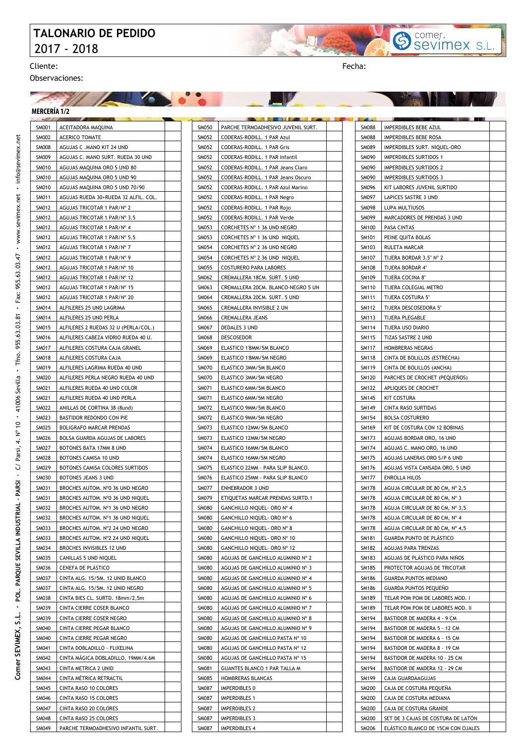# TALONARIO DE PEDIDO
## 2017 - 2018

comer. sevimex S.L.

Cliente: Fecha:

Observaciones:

### MERCERÍA 1/2

| | | |
|---|---|---|
| SM001 | ACEITADORA MAQUINA | |
| SM002 | ACERICO TOMATE | |
| SM008 | AGUJAS C .MANO KIT 24 UND | |
| SM009 | AGUJAS C. MANO SURT. RUEDA 30 UND | |
| SM010 | AGUJAS MAQUINA ORO 5 UND 80 | |
| SM010 | AGUJAS MAQUINA ORO 5 UND 90 | |
| SM010 | AGUJAS MAQUINA ORO 5 UND 70/90 | |
| SM011 | AGUJAS RUEDA 30+RUEDA 32 ALFIL. COL. | |
| SM012 | AGUJAS TRICOTAR 1 PAR/Nº 2 | |
| SM012 | AGUJAS TRICOTAR 1 PAR/Nº 3.5 | |
| SM012 | AGUJAS TRICOTAR 1 PAR/Nº 4 | |
| SM012 | AGUJAS TRICOTAR 1 PAR/Nº 5.5 | |
| SM012 | AGUJAS TRICOTAR 1 PAR/Nº 7 | |
| SM012 | AGUJAS TRICOTAR 1 PAR/Nº 9 | |
| SM012 | AGUJAS TRICOTAR 1 PAR/Nº 10 | |
| SM012 | AGUJAS TRICOTAR 1 PAR/Nº 12 | |
| SM012 | AGUJAS TRICOTAR 1 PAR/Nº 15 | |
| SM012 | AGUJAS TRICOTAR 1 PAR/Nº 20 | |
| SM014 | ALFILERES 25 UND LAGRIMA | |
| SM014 | ALFILERES 25 UND PERLA | |
| SM015 | ALFILERES 2 RUEDAS 32 U (PERLA/COL.) | |
| SM016 | ALFILERES CABEZA VIDRIO RUEDA 40 U. | |
| SM017 | ALFILERES COSTURA CAJA GRANEL | |
| SM018 | ALFILERES COSTURA CAJA | |
| SM019 | ALFILERES LAGRIMA RUEDA 40 UND | |
| SM020 | ALFILERES PERLA NEGRO RUEDA 40 UND | |
| SM021 | ALFILERES RUEDA 40 UND COLOR | |
| SM021 | ALFILERES RUEDA 40 UND PERLA | |
| SM022 | ANILLAS DE CORTINA 38 (8und) | |
| SM023 | BASTIDOR REDONDO CON PIE | |
| SM025 | BOLIGRAFO MARCAR PRENDAS | |
| SM026 | BOLSA GUARDA AGUJAS DE LABORES | |
| SM027 | BOTONES BATA 17MM 8 UND | |
| SM028 | BOTONES CAMISA 10 UND | |
| SM029 | BOTONES CAMISA COLORES SURTIDOS | |
| SM030 | BOTONES JEANS 3 UND | |
| SM031 | BROCHES AUTOM. Nº0 36 UND NEGRO | |
| SM031 | BROCHES AUTOM. Nº0 36 UND NIQUEL | |
| SM032 | BROCHES AUTOM. Nº1 36 UND NEGRO | |
| SM032 | BROCHES AUTOM. Nº1 36 UND NIQUEL | |
| SM033 | BROCHES AUTOM. Nº2 24 UND NEGRO | |
| SM033 | BROCHES AUTOM. Nº2 24 UND NIQUEL | |
| SM034 | BROCHES INVISIBLES 12 UND | |
| SM035 | CANILLAS 5 UND NIQUEL | |
| SM036 | CENEFA DE PLÁSTICO | |
| SM037 | CINTA ALG. 15/5M. 12 UNID BLANCO | |
| SM037 | CINTA ALG. 15/5M. 12 UNID NEGRO | |
| SM038 | CINTA BIES CL. SURTD. 18mm/2,5m | |
| SM039 | CINTA CIERRE COSER BLANCO | |
| SM039 | CINTA CIERRE COSER NEGRO | |
| SM040 | CINTA CIERRE PEGAR BLANCO | |
| SM040 | CINTA CIERRE PEGAR NEGRO | |
| SM041 | CINTA DOBLADILLO - FLIXELINA | |
| SM042 | CINTA MÁGICA DOBLADILLO, 19MM/4.6M | |
| SM043 | CINTA METRICA 2 UNID | |
| SM044 | CINTA MÉTRICA RETRACTIL | |
| SM045 | CINTA RASO 10 COLORES | |
| SM046 | CINTA RASO 15 COLORES | |
| SM047 | CINTA RASO 20 COLORES | |
| SM048 | CINTA RASO 25 COLORES | |
| SM049 | PARCHE TERMOADHESIVO INFANTIL SURT. | |
| SM050 | PARCHE TERMOADHESIVO JUVENIL SURT. | |
| SM052 | CODERAS-RODILL. 1 PAR Azul | |
| SM052 | CODERAS-RODILL. 1 PAR Gris | |
| SM052 | CODERAS-RODILL. 1 PAR Infantil | |
| SM052 | CODERAS-RODILL. 1 PAR Jeans Claro | |
| SM052 | CODERAS-RODILL. 1 PAR Jeans Oscuro | |
| SM052 | CODERAS-RODILL. 1 PAR Azul Marino | |
| SM052 | CODERAS-RODILL. 1 PAR Negro | |
| SM052 | CODERAS-RODILL. 1 PAR Rojo | |
| SM052 | CODERAS-RODILL. 1 PAR Verde | |
| SM053 | CORCHETES Nº 1 36 UND NEGRO | |
| SM053 | CORCHETES Nº 1 36 UND NIQUEL | |
| SM054 | CORCHETES Nº 2 36 UND NEGRO | |
| SM054 | CORCHETES Nº 2 36 UND NIQUEL | |
| SM055 | COSTURERO PARA LABORES | |
| SM062 | CREMALLERA 18CM. SURT. 5 UND | |
| SM063 | CREMALLERA 20CM. BLANCO-NEGRO 5 UN | |
| SM064 | CREMALLERA 20CM. SURT. 5 UND | |
| SM065 | CREMALLERA INVISIBLE 2 UN | |
| SM066 | CREMALLERA JEANS | |
| SM067 | DEDALES 3 UND | |
| SM068 | DESCOSEDOR | |
| SM069 | ELASTICO 1'8MM/5M BLANCO | |
| SM069 | ELASTICO 1'8MM/5M NEGRO | |
| SM070 | ELASTICO 3MM/5M BLANCO | |
| SM070 | ELASTICO 3MM/5M NEGRO | |
| SM071 | ELASTICO 6MM/5M BLANCO | |
| SM071 | ELASTICO 6MM/5M NEGRO | |
| SM072 | ELASTICO 9MM/5M BLANCO | |
| SM072 | ELASTICO 9MM/5M NEGRO | |
| SM073 | ELASTICO 12MM/5M BLANCO | |
| SM073 | ELASTICO 12MM/5M NEGRO | |
| SM074 | ELASTICO 16MM/5M BLANCO | |
| SM074 | ELASTICO 16MM/5M NEGRO | |
| SM075 | ELASTICO 22MM - PARA SLIP BLANCO. | |
| SM076 | ELASTICO 25MM - PARA SLIP BLANCO | |
| SM077 | ENHEBRADOR 3 UND | |
| SM079 | ETIQUETAS MARCAR PRENDAS SURTD.1 | |
| SM080 | GANCHILLO NIQUEL- ORO Nº 4 | |
| SM080 | GANCHILLO NIQUEL- ORO Nº 6 | |
| SM080 | GANCHILLO NIQUEL- ORO Nº 8 | |
| SM080 | GANCHILLO NIQUEL- ORO Nº 10 | |
| SM080 | GANCHILLO NIQUEL- ORO Nº 12 | |
| SM080 | AGUJAS DE GANCHILLO ALUMINIO Nº 2 | |
| SM080 | AGUJAS DE GANCHILLO ALUMINIO Nº 3 | |
| SM080 | AGUJAS DE GANCHILLO ALUMINIO Nº 4 | |
| SM080 | AGUJAS DE GANCHILLO ALUMINIO Nº 5 | |
| SM080 | AGUJAS DE GANCHILLO ALUMINIO Nº 6 | |
| SM080 | AGUJAS DE GANCHILLO ALUMINIO Nº 7 | |
| SM080 | AGUJAS DE GANCHILLO ALUMINIO Nº 8 | |
| SM080 | AGUJAS DE GANCHILLO ALUMINIO Nº 9 | |
| SM080 | AGUJAS DE GANCHILLO PASTA Nº 10 | |
| SM080 | AGUJAS DE GANCHILLO PASTA Nº 12 | |
| SM080 | AGUJAS DE GANCHILLO PASTA Nº 15 | |
| SM081 | GUANTES BLANCO 1 PAR TALLA M | |
| SM085 | HOMBRERAS BLANCAS | |
| SM087 | IMPERDIBLES 0 | |
| SM087 | IMPERDIBLES 1 | |
| SM087 | IMPERDIBLES 2 | |
| SM087 | IMPERDIBLES 3 | |
| SM087 | IMPERDIBLES 4 | |
| SM088 | IMPERDIBLES BEBE AZUL | |
| SM088 | IMPERDIBLES BEBE ROSA | |
| SM089 | IMPERDIBLES SURT. NIQUEL-ORO | |
| SM090 | IMPERDIBLES SURTIDOS 1 | |
| SM090 | IMPERDIBLES SURTIDOS 2 | |
| SM090 | IMPERDIBLES SURTIDOS 3 | |
| SM096 | KIT LABORES JUVENIL SURTIDO | |
| SM097 | LAPICES SASTRE 3 UND | |
| SM098 | LUPA MULTIUSOS | |
| SM099 | MARCADORES DE PRENDAS 3 UND | |
| SM100 | PASA CINTAS | |
| SM101 | PEINE QUITA BOLAS | |
| SM103 | RULETA MARCAR | |
| SM107 | TIJERA BORDAR 3.5" Nº 2 | |
| SM108 | TIJERA BORDAR 4" | |
| SM109 | TIJERA COCINA 8" | |
| SM110 | TIJERA COLEGIAL METRO | |
| SM111 | TIJERA COSTURA 5" | |
| SM112 | TIJERA DESCOSEDORA 5" | |
| SM113 | TIJERA PLEGABLE | |
| SM114 | TIJERA USO DIARIO | |
| SM115 | TIZAS SASTRE 2 UND | |
| SM117 | HOMBRERAS NEGRAS | |
| SM118 | CINTA DE BOLILLOS (ESTRECHA) | |
| SM119 | CINTA DE BOLILLOS (ANCHA) | |
| SM120 | PARCHES DE CROCHET (PEQUEÑOS) | |
| SM122 | APLIQUES DE CROCHET | |
| SM145 | KIT COSTURA | |
| SM149 | CINTA RASO SURTIDAS | |
| SM154 | BOLSA COSTURERO | |
| SM169 | KIT DE COSTURA CON 12 BOBINAS | |
| SM173 | AGUJAS BORDAR ORO, 16 UND | |
| SM174 | AGUJAS C. MANO ORO, 16 UND | |
| SM175 | AGUJAS LANERAS ORO S/P 6 UND | |
| SM176 | AGUJAS VISTA CANSADA ORO, 5 UND | |
| SM177 | ENROLLA HILOS | |
| SM178 | AGUJA CIRCULAR DE 80 CM, Nº 2,5 | |
| SM178 | AGUJA CIRCULAR DE 80 CM, Nº 3 | |
| SM178 | AGUJA CIRCULAR DE 80 CM, Nº 3,5 | |
| SM178 | AGUJA CIRCULAR DE 80 CM, Nº 4 | |
| SM178 | AGUJA CIRCULAR DE 80 CM, Nº 4,5 | |
| SM181 | GUARDA PUNTO DE PLÁSTICO | |
| SM182 | AGUJAS PARA TRENZAS | |
| SM183 | AGUJAS DE PLÁSTICO PARA NIÑOS | |
| SM185 | PROTECTOR AGUJAS DE TRICOTAR | |
| SM186 | GUARDA PUNTOS MEDIANO | |
| SM186 | GUARDA PUNTOS PEQUEÑO | |
| SM189 | TELAR POM POM DE LABORES MOD. I | |
| SM189 | TELAR POM POM DE LABORES MOD. II | |
| SM194 | BASTIDOR DE MADERA 4 - 9 CM | |
| SM194 | BASTIDOR DE MADERA 5 - 12 CM | |
| SM194 | BASTIDOR DE MADERA 6 - 15 CM | |
| SM194 | BASTIDOR DE MADERA 8 - 19 CM | |
| SM194 | BASTIDOR DE MADERA 10 - 25 CM | |
| SM194 | BASTIDOR DE MADERA 12 - 29 CM | |
| SM199 | CAJA GUARDAAGUJAS | |
| SM200 | CAJA DE COSTURA PEQUEÑA | |
| SM200 | CAJA DE COSTURA MEDIANA | |
| SM200 | CAJA DE COSTURA GRANDE | |
| SM200 | SET DE 3 CAJAS DE COSTURA DE LATÓN | |
| SM206 | ELÁSTICO BLANCO DE 15CM CON OJALES | |

Comer SEVIMEX, S.L. · POL. PARQUE SEVILLA INDUSTRIAL - PARSI · C/ Parsi, 4. Nº 10 · 41006 Sevilla · Tfno. 955.63.03.81 · Fax: 955.63.03.47 · www.sevimex.net · info@sevimex.net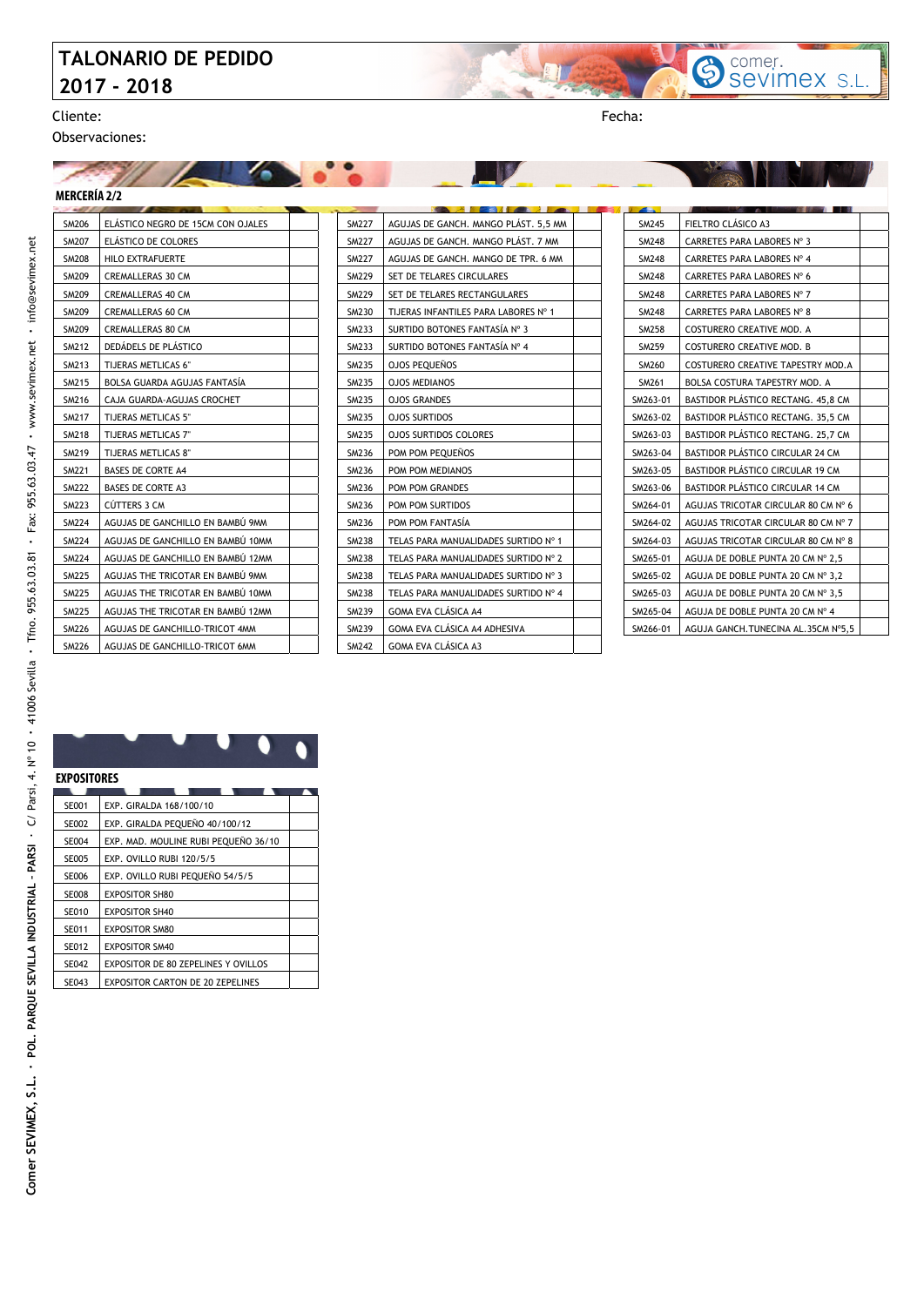# TALONARIO DE PEDIDO
# 2017 - 2018

comer. sevimex S.L.

Cliente:

Fecha:

Observaciones:

## MERCERÍA 2/2

| Código | Descripción | |
|---|---|---|
| SM206 | ELÁSTICO NEGRO DE 15CM CON OJALES | |
| SM207 | ELÁSTICO DE COLORES | |
| SM208 | HILO EXTRAFUERTE | |
| SM209 | CREMALLERAS 30 CM | |
| SM209 | CREMALLERAS 40 CM | |
| SM209 | CREMALLERAS 60 CM | |
| SM209 | CREMALLERAS 80 CM | |
| SM212 | DEDÁDELS DE PLÁSTICO | |
| SM213 | TIJERAS METLICAS 6" | |
| SM215 | BOLSA GUARDA AGUJAS FANTASÍA | |
| SM216 | CAJA GUARDA-AGUJAS CROCHET | |
| SM217 | TIJERAS METLICAS 5" | |
| SM218 | TIJERAS METLICAS 7" | |
| SM219 | TIJERAS METLICAS 8" | |
| SM221 | BASES DE CORTE A4 | |
| SM222 | BASES DE CORTE A3 | |
| SM223 | CÚTTERS 3 CM | |
| SM224 | AGUJAS DE GANCHILLO EN BAMBÚ 9MM | |
| SM224 | AGUJAS DE GANCHILLO EN BAMBÚ 10MM | |
| SM224 | AGUJAS DE GANCHILLO EN BAMBÚ 12MM | |
| SM225 | AGUJAS THE TRICOTAR EN BAMBÚ 9MM | |
| SM225 | AGUJAS THE TRICOTAR EN BAMBÚ 10MM | |
| SM225 | AGUJAS THE TRICOTAR EN BAMBÚ 12MM | |
| SM226 | AGUJAS DE GANCHILLO-TRICOT 4MM | |
| SM226 | AGUJAS DE GANCHILLO-TRICOT 6MM | |
| SM227 | AGUJAS DE GANCH. MANGO PLÁST. 5,5 MM | |
| SM227 | AGUJAS DE GANCH. MANGO PLÁST. 7 MM | |
| SM227 | AGUJAS DE GANCH. MANGO DE TPR. 6 MM | |
| SM229 | SET DE TELARES CIRCULARES | |
| SM229 | SET DE TELARES RECTANGULARES | |
| SM230 | TIJERAS INFANTILES PARA LABORES Nº 1 | |
| SM233 | SURTIDO BOTONES FANTASÍA Nº 3 | |
| SM233 | SURTIDO BOTONES FANTASÍA Nº 4 | |
| SM235 | OJOS PEQUEÑOS | |
| SM235 | OJOS MEDIANOS | |
| SM235 | OJOS GRANDES | |
| SM235 | OJOS SURTIDOS | |
| SM235 | OJOS SURTIDOS COLORES | |
| SM236 | POM POM PEQUEÑOS | |
| SM236 | POM POM MEDIANOS | |
| SM236 | POM POM GRANDES | |
| SM236 | POM POM SURTIDOS | |
| SM236 | POM POM FANTASÍA | |
| SM238 | TELAS PARA MANUALIDADES SURTIDO Nº 1 | |
| SM238 | TELAS PARA MANUALIDADES SURTIDO Nº 2 | |
| SM238 | TELAS PARA MANUALIDADES SURTIDO Nº 3 | |
| SM238 | TELAS PARA MANUALIDADES SURTIDO Nº 4 | |
| SM239 | GOMA EVA CLÁSICA A4 | |
| SM239 | GOMA EVA CLÁSICA A4 ADHESIVA | |
| SM242 | GOMA EVA CLÁSICA A3 | |
| SM245 | FIELTRO CLÁSICO A3 | |
| SM248 | CARRETES PARA LABORES Nº 3 | |
| SM248 | CARRETES PARA LABORES Nº 4 | |
| SM248 | CARRETES PARA LABORES Nº 6 | |
| SM248 | CARRETES PARA LABORES Nº 7 | |
| SM248 | CARRETES PARA LABORES Nº 8 | |
| SM258 | COSTURERO CREATIVE MOD. A | |
| SM259 | COSTURERO CREATIVE MOD. B | |
| SM260 | COSTURERO CREATIVE TAPESTRY MOD.A | |
| SM261 | BOLSA COSTURA TAPESTRY MOD. A | |
| SM263-01 | BASTIDOR PLÁSTICO RECTANG. 45,8 CM | |
| SM263-02 | BASTIDOR PLÁSTICO RECTANG. 35,5 CM | |
| SM263-03 | BASTIDOR PLÁSTICO RECTANG. 25,7 CM | |
| SM263-04 | BASTIDOR PLÁSTICO CIRCULAR 24 CM | |
| SM263-05 | BASTIDOR PLÁSTICO CIRCULAR 19 CM | |
| SM263-06 | BASTIDOR PLÁSTICO CIRCULAR 14 CM | |
| SM264-01 | AGUJAS TRICOTAR CIRCULAR 80 CM Nº 6 | |
| SM264-02 | AGUJAS TRICOTAR CIRCULAR 80 CM Nº 7 | |
| SM264-03 | AGUJAS TRICOTAR CIRCULAR 80 CM Nº 8 | |
| SM265-01 | AGUJA DE DOBLE PUNTA 20 CM Nº 2,5 | |
| SM265-02 | AGUJA DE DOBLE PUNTA 20 CM Nº 3,2 | |
| SM265-03 | AGUJA DE DOBLE PUNTA 20 CM Nº 3,5 | |
| SM265-04 | AGUJA DE DOBLE PUNTA 20 CM Nº 4 | |
| SM266-01 | AGUJA GANCH.TUNECINA AL.35CM Nº5,5 | |

## EXPOSITORES

| Código | Descripción | |
|---|---|---|
| SE001 | EXP. GIRALDA 168/100/10 | |
| SE002 | EXP. GIRALDA PEQUEÑO 40/100/12 | |
| SE004 | EXP. MAD. MOULINE RUBI PEQUEÑO 36/10 | |
| SE005 | EXP. OVILLO RUBI 120/5/5 | |
| SE006 | EXP. OVILLO RUBI PEQUEÑO 54/5/5 | |
| SE008 | EXPOSITOR SH80 | |
| SE010 | EXPOSITOR SH40 | |
| SE011 | EXPOSITOR SM80 | |
| SE012 | EXPOSITOR SM40 | |
| SE042 | EXPOSITOR DE 80 ZEPELINES Y OVILLOS | |
| SE043 | EXPOSITOR CARTON DE 20 ZEPELINES | |

Comer SEVIMEX, S.L. • POL. PARQUE SEVILLA INDUSTRIAL - PARSI • C/ Parsi, 4. Nº 10 • 41006 Sevilla • Tfno. 955.63.03.81 • Fax: 955.63.03.47 • www.sevimex.net • info@sevimex.net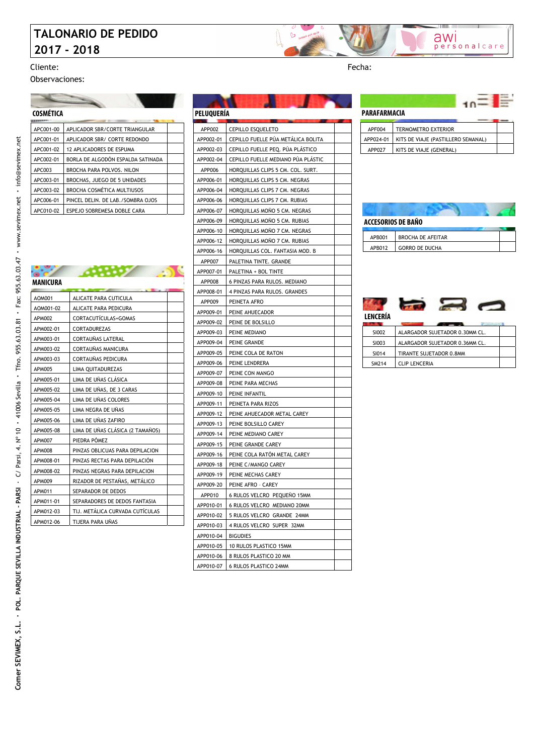# TALONARIO DE PEDIDO 2017 - 2018

Cliente:

Fecha:

Observaciones:

## COSMÉTICA

| | | |
|---|---|---|
| APC001-00 | APLICADOR SBR/CORTE TRIANGULAR | |
| APC001-01 | APLICADOR SBR/ CORTE REDONDO | |
| APC001-02 | 12 APLICADORES DE ESPUMA | |
| APC002-01 | BORLA DE ALGODÓN ESPALDA SATINADA | |
| APC003 | BROCHA PARA POLVOS. NILON | |
| APC003-01 | BROCHAS, JUEGO DE 5 UNIDADES | |
| APC003-02 | BROCHA COSMÉTICA MULTIUSOS | |
| APC006-01 | PINCEL DELIN. DE LAB./SOMBRA OJOS | |
| APC010-02 | ESPEJO SOBREMESA DOBLE CARA | |

## MANICURA

| | | |
|---|---|---|
| AOM001 | ALICATE PARA CUTICULA | |
| AOM001-02 | ALICATE PARA PEDICURA | |
| APM002 | CORTACUTÍCULAS+GOMAS | |
| APM002-01 | CORTADUREZAS | |
| APM003-01 | CORTAUÑAS LATERAL | |
| APM003-02 | CORTAUÑAS MANICURA | |
| APM003-03 | CORTAUÑAS PEDICURA | |
| APM005 | LIMA QUITADUREZAS | |
| APM005-01 | LIMA DE UÑAS CLÁSICA | |
| APM005-02 | LIMA DE UÑAS, DE 3 CARAS | |
| APM005-04 | LIMA DE UÑAS COLORES | |
| APM005-05 | LIMA NEGRA DE UÑAS | |
| APM005-06 | LIMA DE UÑAS ZAFIRO | |
| APM005-08 | LIMA DE UÑAS CLÁSICA (2 TAMAÑOS) | |
| APM007 | PIEDRA PÓMEZ | |
| APM008 | PINZAS OBLICUAS PARA DEPILACION | |
| APM008-01 | PINZAS RECTAS PARA DEPILACIÓN | |
| APM008-02 | PINZAS NEGRAS PARA DEPILACION | |
| APM009 | RIZADOR DE PESTAÑAS, METÁLICO | |
| APM011 | SEPARADOR DE DEDOS | |
| APM011-01 | SEPARADORES DE DEDOS FANTASIA | |
| APM012-03 | TIJ. METÁLICA CURVADA CUTÍCULAS | |
| APM012-06 | TIJERA PARA UÑAS | |

## PELUQUERÍA

| | | |
|---|---|---|
| APP002 | CEPILLO ESQUELETO | |
| APP002-01 | CEPILLO FUELLE PÚA METÁLICA BOLITA | |
| APP002-03 | CEPILLO FUELLE PEQ. PÚA PLÁSTICO | |
| APP002-04 | CEPILLO FUELLE MEDIANO PÚA PLÁSTIC | |
| APP006 | HORQUILLAS CLIPS 5 CM. COL. SURT. | |
| APP006-01 | HORQUILLAS CLIPS 5 CM. NEGRAS | |
| APP006-04 | HORQUILLAS CLIPS 7 CM. NEGRAS | |
| APP006-06 | HORQUILLAS CLIPS 7 CM. RUBIAS | |
| APP006-07 | HORQUILLAS MOÑO 5 CM. NEGRAS | |
| APP006-09 | HORQUILLAS MOÑO 5 CM. RUBIAS | |
| APP006-10 | HORQUILLAS MOÑO 7 CM. NEGRAS | |
| APP006-12 | HORQUILLAS MOÑO 7 CM. RUBIAS | |
| APP006-16 | HORQUILLAS COL. FANTASIA MOD. B | |
| APP007 | PALETINA TINTE. GRANDE | |
| APP007-01 | PALETINA + BOL TINTE | |
| APP008 | 6 PINZAS PARA RULOS. MEDIANO | |
| APP008-01 | 4 PINZAS PARA RULOS. GRANDES | |
| APP009 | PEINETA AFRO | |
| APP009-01 | PEINE AHUECADOR | |
| APP009-02 | PEINE DE BOLSILLO | |
| APP009-03 | PEINE MEDIANO | |
| APP009-04 | PEINE GRANDE | |
| APP009-05 | PEINE COLA DE RATON | |
| APP009-06 | PEINE LENDRERA | |
| APP009-07 | PEINE CON MANGO | |
| APP009-08 | PEINE PARA MECHAS | |
| APP009-10 | PEINE INFANTIL | |
| APP009-11 | PEINETA PARA RIZOS | |
| APP009-12 | PEINE AHUECADOR METAL CAREY | |
| APP009-13 | PEINE BOLSILLO CAREY | |
| APP009-14 | PEINE MEDIANO CAREY | |
| APP009-15 | PEINE GRANDE CAREY | |
| APP009-16 | PEINE COLA RATÓN METAL CAREY | |
| APP009-18 | PEINE C/MANGO CAREY | |
| APP009-19 | PEINE MECHAS CAREY | |
| APP009-20 | PEINE AFRO - CAREY | |
| APP010 | 6 RULOS VELCRO PEQUEÑO 15MM | |
| APP010-01 | 6 RULOS VELCRO MEDIANO 20MM | |
| APP010-02 | 5 RULOS VELCRO GRANDE 24MM | |
| APP010-03 | 4 RULOS VELCRO SUPER 32MM | |
| APP010-04 | BIGUDIES | |
| APP010-05 | 10 RULOS PLASTICO 15MM | |
| APP010-06 | 8 RULOS PLASTICO 20 MM | |
| APP010-07 | 6 RULOS PLASTICO 24MM | |

## PARAFARMACIA

| | | |
|---|---|---|
| APF004 | TERMOMETRO EXTERIOR | |
| APP024-01 | KITS DE VIAJE (PASTILLERO SEMANAL) | |
| APP027 | KITS DE VIAJE (GENERAL) | |

## ACCESORIOS DE BAÑO

| | | |
|---|---|---|
| APB001 | BROCHA DE AFEITAR | |
| APB012 | GORRO DE DUCHA | |

## LENCERÍA

| | | |
|---|---|---|
| SI002 | ALARGADOR SUJETADOR 0.30MM CL. | |
| SI003 | ALARGADOR SUJETADOR 0.36MM CL. | |
| SI014 | TIRANTE SUJETADOR 0.8MM | |
| SM214 | CLIP LENCERIA | |

Comer SEVIMEX, S.L. · POL. PARQUE SEVILLA INDUSTRIAL - PARSI · C/ Parsi, 4. Nº 10 · 41006 Sevilla · Tfno. 955.63.03.81 · Fax: 955.63.03.47 · www.sevimex.net · info@sevimex.net